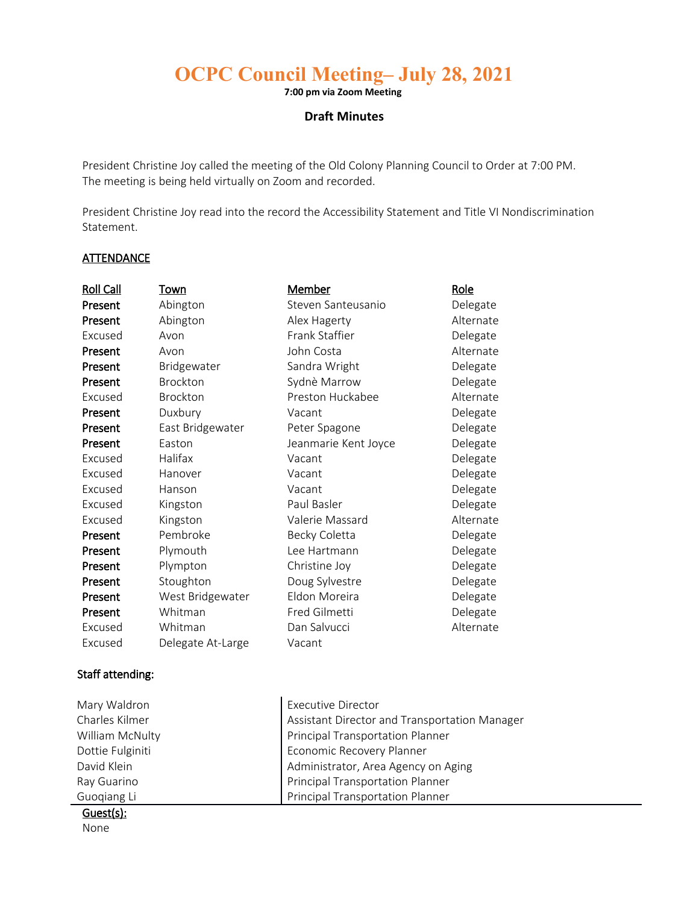# OCPC Council Meeting– July 28, 2021

**7:00 pm via Zoom Meeting**

### Draft Minutes

President Christine Joy called the meeting of the Old Colony Planning Council to Order at 7:00 PM. The meeting is being held virtually on Zoom and recorded.

President Christine Joy read into the record the Accessibility Statement and Title VI Nondiscrimination Statement.

## ATTENDANCE

| Roll Call | Town | Member | Role |
|---|---|---|---|
| **Present** | Abington | Steven Santeusanio | Delegate |
| **Present** | Abington | Alex Hagerty | Alternate |
| Excused | Avon | Frank Staffier | Delegate |
| **Present** | Avon | John Costa | Alternate |
| **Present** | Bridgewater | Sandra Wright | Delegate |
| **Present** | Brockton | Sydnè Marrow | Delegate |
| Excused | Brockton | Preston Huckabee | Alternate |
| **Present** | Duxbury | Vacant | Delegate |
| **Present** | East Bridgewater | Peter Spagone | Delegate |
| **Present** | Easton | Jeanmarie Kent Joyce | Delegate |
| Excused | Halifax | Vacant | Delegate |
| Excused | Hanover | Vacant | Delegate |
| Excused | Hanson | Vacant | Delegate |
| Excused | Kingston | Paul Basler | Delegate |
| Excused | Kingston | Valerie Massard | Alternate |
| **Present** | Pembroke | Becky Coletta | Delegate |
| **Present** | Plymouth | Lee Hartmann | Delegate |
| **Present** | Plympton | Christine Joy | Delegate |
| **Present** | Stoughton | Doug Sylvestre | Delegate |
| **Present** | West Bridgewater | Eldon Moreira | Delegate |
| **Present** | Whitman | Fred Gilmetti | Delegate |
| Excused | Whitman | Dan Salvucci | Alternate |
| Excused | Delegate At-Large | Vacant | |

**Staff attending:**

| Name | Title |
|---|---|
| Mary Waldron | Executive Director |
| Charles Kilmer | Assistant Director and Transportation Manager |
| William McNulty | Principal Transportation Planner |
| Dottie Fulginiti | Economic Recovery Planner |
| David Klein | Administrator, Area Agency on Aging |
| Ray Guarino | Principal Transportation Planner |
| Guoqiang Li | Principal Transportation Planner |

Guest(s):

None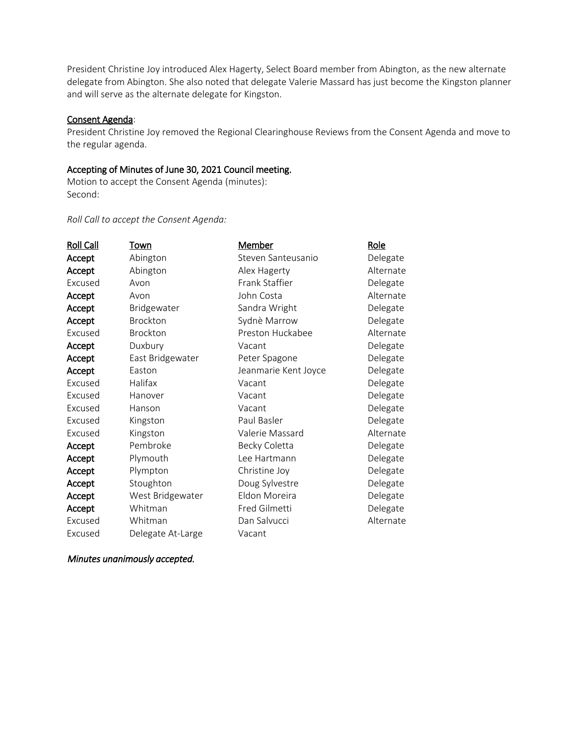President Christine Joy introduced Alex Hagerty, Select Board member from Abington, as the new alternate delegate from Abington. She also noted that delegate Valerie Massard has just become the Kingston planner and will serve as the alternate delegate for Kingston.

### <u>Consent Agenda</u>:

President Christine Joy removed the Regional Clearinghouse Reviews from the Consent Agenda and move to the regular agenda.

### Accepting of Minutes of June 30, 2021 Council meeting.

Motion to accept the Consent Agenda (minutes):
Second:

*Roll Call to accept the Consent Agenda:*

| Roll Call | Town | Member | Role |
|---|---|---|---|
| **Accept** | Abington | Steven Santeusanio | Delegate |
| **Accept** | Abington | Alex Hagerty | Alternate |
| Excused | Avon | Frank Staffier | Delegate |
| **Accept** | Avon | John Costa | Alternate |
| **Accept** | Bridgewater | Sandra Wright | Delegate |
| **Accept** | Brockton | Sydnè Marrow | Delegate |
| Excused | Brockton | Preston Huckabee | Alternate |
| **Accept** | Duxbury | Vacant | Delegate |
| **Accept** | East Bridgewater | Peter Spagone | Delegate |
| **Accept** | Easton | Jeanmarie Kent Joyce | Delegate |
| Excused | Halifax | Vacant | Delegate |
| Excused | Hanover | Vacant | Delegate |
| Excused | Hanson | Vacant | Delegate |
| Excused | Kingston | Paul Basler | Delegate |
| Excused | Kingston | Valerie Massard | Alternate |
| **Accept** | Pembroke | Becky Coletta | Delegate |
| **Accept** | Plymouth | Lee Hartmann | Delegate |
| **Accept** | Plympton | Christine Joy | Delegate |
| **Accept** | Stoughton | Doug Sylvestre | Delegate |
| **Accept** | West Bridgewater | Eldon Moreira | Delegate |
| **Accept** | Whitman | Fred Gilmetti | Delegate |
| Excused | Whitman | Dan Salvucci | Alternate |
| Excused | Delegate At-Large | Vacant | |

***Minutes unanimously accepted.***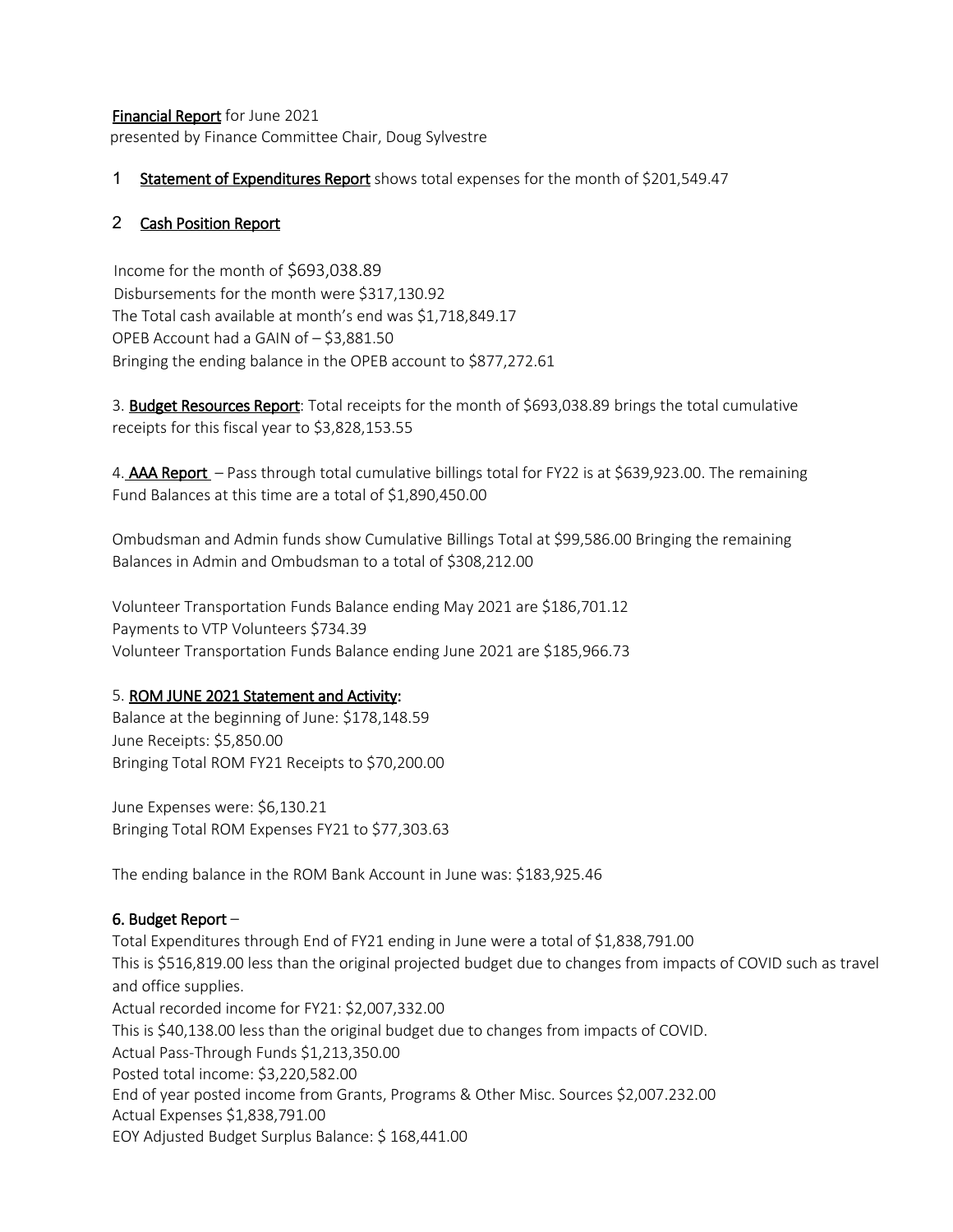**Financial Report** for June 2021
presented by Finance Committee Chair, Doug Sylvestre

1 **Statement of Expenditures Report** shows total expenses for the month of $201,549.47

2 **Cash Position Report**

Income for the month of $693,038.89
Disbursements for the month were $317,130.92
The Total cash available at month's end was $1,718,849.17
OPEB Account had a GAIN of – $3,881.50
Bringing the ending balance in the OPEB account to $877,272.61

3. **Budget Resources Report**: Total receipts for the month of $693,038.89 brings the total cumulative receipts for this fiscal year to $3,828,153.55

4. **AAA Report** – Pass through total cumulative billings total for FY22 is at $639,923.00. The remaining Fund Balances at this time are a total of $1,890,450.00

Ombudsman and Admin funds show Cumulative Billings Total at $99,586.00 Bringing the remaining Balances in Admin and Ombudsman to a total of $308,212.00

Volunteer Transportation Funds Balance ending May 2021 are $186,701.12
Payments to VTP Volunteers $734.39
Volunteer Transportation Funds Balance ending June 2021 are $185,966.73

5. **ROM JUNE 2021 Statement and Activity:**
Balance at the beginning of June: $178,148.59
June Receipts: $5,850.00
Bringing Total ROM FY21 Receipts to $70,200.00

June Expenses were: $6,130.21
Bringing Total ROM Expenses FY21 to $77,303.63

The ending balance in the ROM Bank Account in June was: $183,925.46

**6. Budget Report** –
Total Expenditures through End of FY21 ending in June were a total of $1,838,791.00
This is $516,819.00 less than the original projected budget due to changes from impacts of COVID such as travel and office supplies.
Actual recorded income for FY21: $2,007,332.00
This is $40,138.00 less than the original budget due to changes from impacts of COVID.
Actual Pass-Through Funds $1,213,350.00
Posted total income: $3,220,582.00
End of year posted income from Grants, Programs & Other Misc. Sources $2,007.232.00
Actual Expenses $1,838,791.00
EOY Adjusted Budget Surplus Balance: $ 168,441.00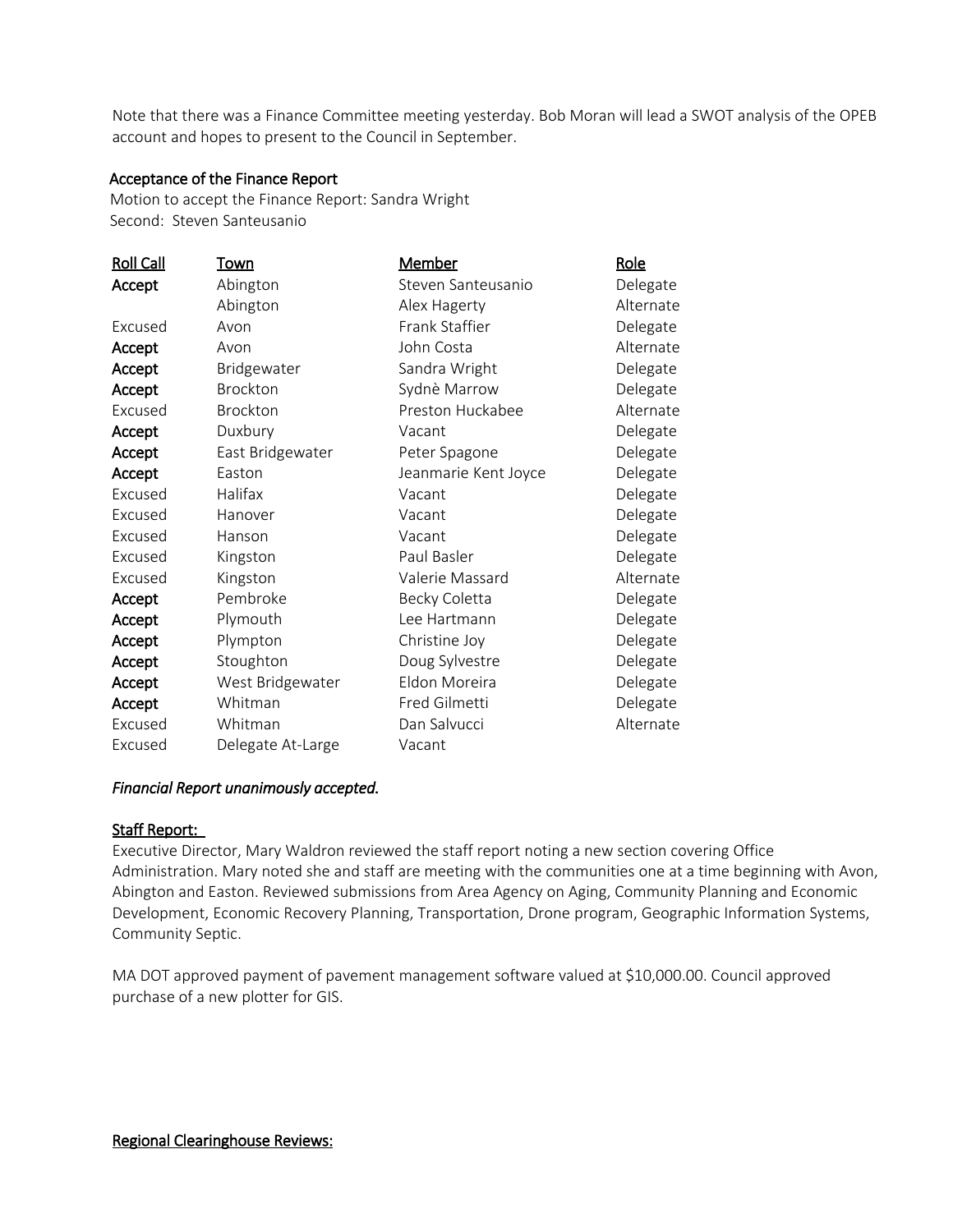Note that there was a Finance Committee meeting yesterday. Bob Moran will lead a SWOT analysis of the OPEB account and hopes to present to the Council in September.

Acceptance of the Finance Report

Motion to accept the Finance Report: Sandra Wright

Second: Steven Santeusanio

| Roll Call | Town | Member | Role |
|---|---|---|---|
| **Accept** | Abington | Steven Santeusanio | Delegate |
| | Abington | Alex Hagerty | Alternate |
| Excused | Avon | Frank Staffier | Delegate |
| **Accept** | Avon | John Costa | Alternate |
| **Accept** | Bridgewater | Sandra Wright | Delegate |
| **Accept** | Brockton | Sydnè Marrow | Delegate |
| Excused | Brockton | Preston Huckabee | Alternate |
| **Accept** | Duxbury | Vacant | Delegate |
| **Accept** | East Bridgewater | Peter Spagone | Delegate |
| **Accept** | Easton | Jeanmarie Kent Joyce | Delegate |
| Excused | Halifax | Vacant | Delegate |
| Excused | Hanover | Vacant | Delegate |
| Excused | Hanson | Vacant | Delegate |
| Excused | Kingston | Paul Basler | Delegate |
| Excused | Kingston | Valerie Massard | Alternate |
| **Accept** | Pembroke | Becky Coletta | Delegate |
| **Accept** | Plymouth | Lee Hartmann | Delegate |
| **Accept** | Plympton | Christine Joy | Delegate |
| **Accept** | Stoughton | Doug Sylvestre | Delegate |
| **Accept** | West Bridgewater | Eldon Moreira | Delegate |
| **Accept** | Whitman | Fred Gilmetti | Delegate |
| Excused | Whitman | Dan Salvucci | Alternate |
| Excused | Delegate At-Large | Vacant | |

*Financial Report unanimously accepted.*

## Staff Report:

Executive Director, Mary Waldron reviewed the staff report noting a new section covering Office Administration. Mary noted she and staff are meeting with the communities one at a time beginning with Avon, Abington and Easton. Reviewed submissions from Area Agency on Aging, Community Planning and Economic Development, Economic Recovery Planning, Transportation, Drone program, Geographic Information Systems, Community Septic.

MA DOT approved payment of pavement management software valued at $10,000.00. Council approved purchase of a new plotter for GIS.

## Regional Clearinghouse Reviews: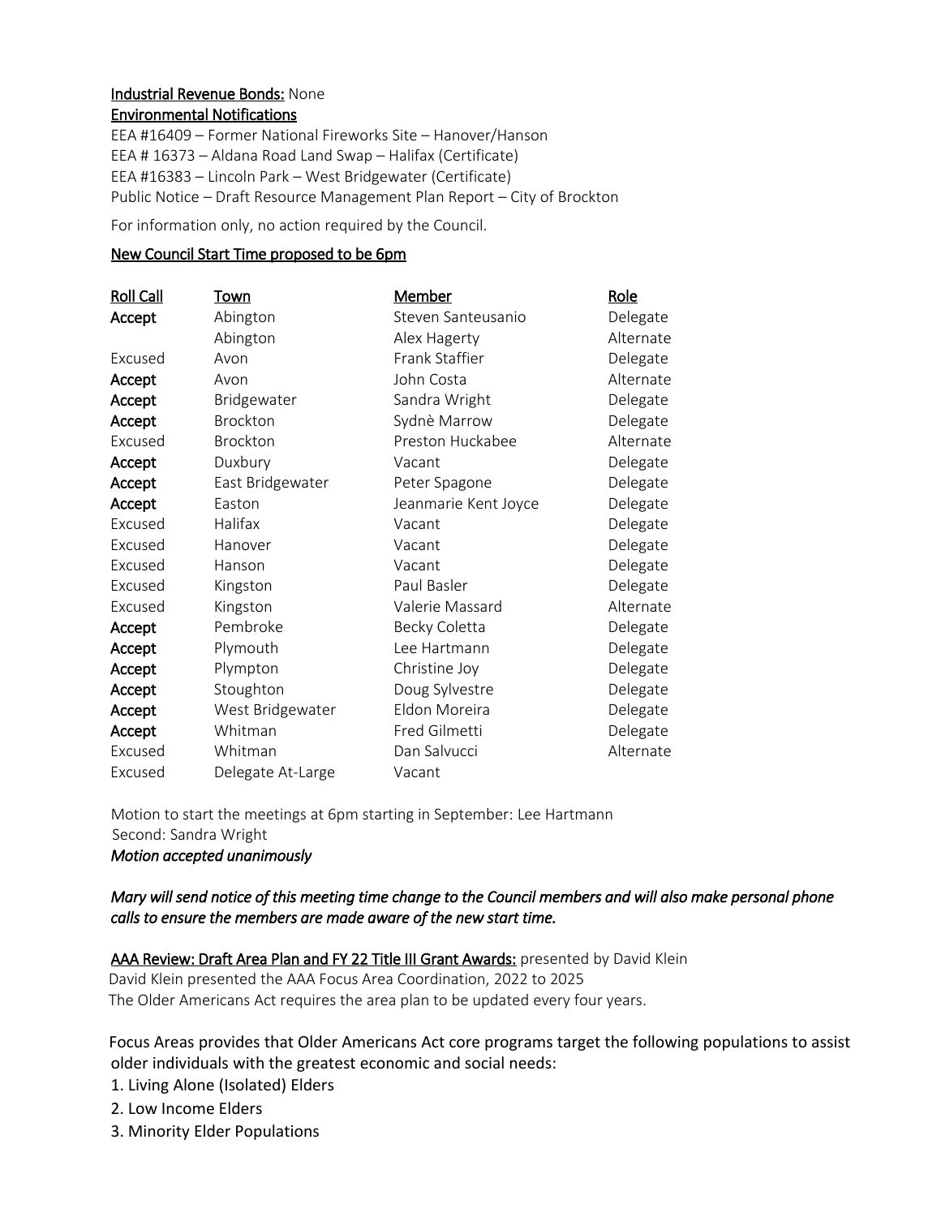**Industrial Revenue Bonds:** None

**Environmental Notifications**

EEA #16409 – Former National Fireworks Site – Hanover/Hanson
EEA # 16373 – Aldana Road Land Swap – Halifax (Certificate)
EEA #16383 – Lincoln Park – West Bridgewater (Certificate)
Public Notice – Draft Resource Management Plan Report – City of Brockton

For information only, no action required by the Council.

**New Council Start Time proposed to be 6pm**

| Roll Call | Town | Member | Role |
|---|---|---|---|
| **Accept** | Abington | Steven Santeusanio | Delegate |
| | Abington | Alex Hagerty | Alternate |
| Excused | Avon | Frank Staffier | Delegate |
| **Accept** | Avon | John Costa | Alternate |
| **Accept** | Bridgewater | Sandra Wright | Delegate |
| **Accept** | Brockton | Sydnè Marrow | Delegate |
| Excused | Brockton | Preston Huckabee | Alternate |
| **Accept** | Duxbury | Vacant | Delegate |
| **Accept** | East Bridgewater | Peter Spagone | Delegate |
| **Accept** | Easton | Jeanmarie Kent Joyce | Delegate |
| Excused | Halifax | Vacant | Delegate |
| Excused | Hanover | Vacant | Delegate |
| Excused | Hanson | Vacant | Delegate |
| Excused | Kingston | Paul Basler | Delegate |
| Excused | Kingston | Valerie Massard | Alternate |
| **Accept** | Pembroke | Becky Coletta | Delegate |
| **Accept** | Plymouth | Lee Hartmann | Delegate |
| **Accept** | Plympton | Christine Joy | Delegate |
| **Accept** | Stoughton | Doug Sylvestre | Delegate |
| **Accept** | West Bridgewater | Eldon Moreira | Delegate |
| **Accept** | Whitman | Fred Gilmetti | Delegate |
| Excused | Whitman | Dan Salvucci | Alternate |
| Excused | Delegate At-Large | Vacant | |

Motion to start the meetings at 6pm starting in September: Lee Hartmann
Second: Sandra Wright
*Motion accepted unanimously*

*Mary will send notice of this meeting time change to the Council members and will also make personal phone calls to ensure the members are made aware of the new start time.*

**AAA Review: Draft Area Plan and FY 22 Title III Grant Awards:** presented by David Klein
David Klein presented the AAA Focus Area Coordination, 2022 to 2025
The Older Americans Act requires the area plan to be updated every four years.

Focus Areas provides that Older Americans Act core programs target the following populations to assist older individuals with the greatest economic and social needs:

1. Living Alone (Isolated) Elders
2. Low Income Elders
3. Minority Elder Populations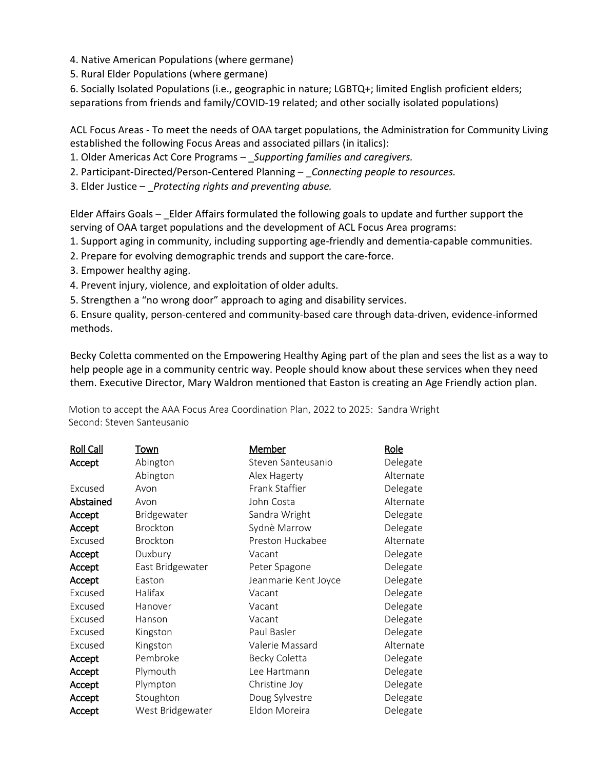4. Native American Populations (where germane)
5. Rural Elder Populations (where germane)
6. Socially Isolated Populations (i.e., geographic in nature; LGBTQ+; limited English proficient elders; separations from friends and family/COVID-19 related; and other socially isolated populations)

ACL Focus Areas - To meet the needs of OAA target populations, the Administration for Community Living established the following Focus Areas and associated pillars (in italics):

1. Older Americas Act Core Programs – _*Supporting families and caregivers.*
2. Participant-Directed/Person-Centered Planning – _*Connecting people to resources.*
3. Elder Justice – _*Protecting rights and preventing abuse.*

Elder Affairs Goals – _Elder Affairs formulated the following goals to update and further support the serving of OAA target populations and the development of ACL Focus Area programs:

1. Support aging in community, including supporting age-friendly and dementia-capable communities.
2. Prepare for evolving demographic trends and support the care-force.
3. Empower healthy aging.
4. Prevent injury, violence, and exploitation of older adults.
5. Strengthen a "no wrong door" approach to aging and disability services.
6. Ensure quality, person-centered and community-based care through data-driven, evidence-informed methods.

Becky Coletta commented on the Empowering Healthy Aging part of the plan and sees the list as a way to help people age in a community centric way. People should know about these services when they need them. Executive Director, Mary Waldron mentioned that Easton is creating an Age Friendly action plan.

Motion to accept the AAA Focus Area Coordination Plan, 2022 to 2025: Sandra Wright
Second: Steven Santeusanio

| Roll Call | Town | Member | Role |
|---|---|---|---|
| **Accept** | Abington | Steven Santeusanio | Delegate |
| | Abington | Alex Hagerty | Alternate |
| Excused | Avon | Frank Staffier | Delegate |
| **Abstained** | Avon | John Costa | Alternate |
| **Accept** | Bridgewater | Sandra Wright | Delegate |
| **Accept** | Brockton | Sydnè Marrow | Delegate |
| Excused | Brockton | Preston Huckabee | Alternate |
| **Accept** | Duxbury | Vacant | Delegate |
| **Accept** | East Bridgewater | Peter Spagone | Delegate |
| **Accept** | Easton | Jeanmarie Kent Joyce | Delegate |
| Excused | Halifax | Vacant | Delegate |
| Excused | Hanover | Vacant | Delegate |
| Excused | Hanson | Vacant | Delegate |
| Excused | Kingston | Paul Basler | Delegate |
| Excused | Kingston | Valerie Massard | Alternate |
| **Accept** | Pembroke | Becky Coletta | Delegate |
| **Accept** | Plymouth | Lee Hartmann | Delegate |
| **Accept** | Plympton | Christine Joy | Delegate |
| **Accept** | Stoughton | Doug Sylvestre | Delegate |
| **Accept** | West Bridgewater | Eldon Moreira | Delegate |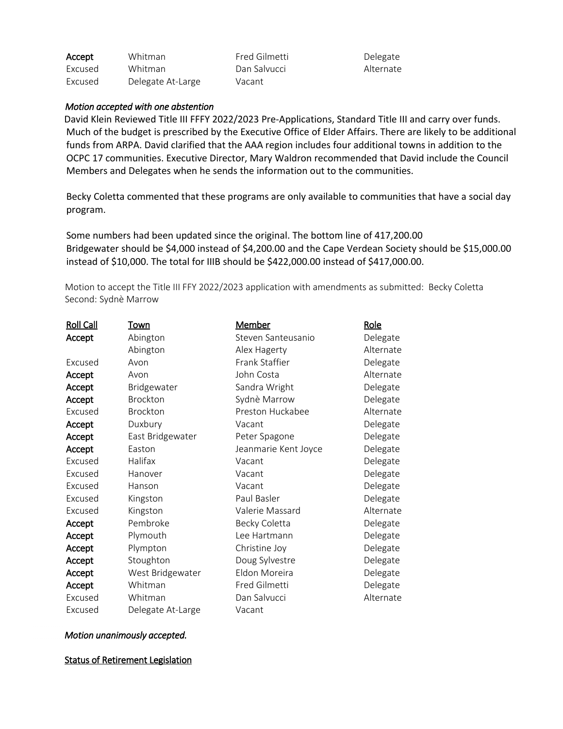| | | | |
|---|---|---|---|
| **Accept** | Whitman | Fred Gilmetti | Delegate |
| Excused | Whitman | Dan Salvucci | Alternate |
| Excused | Delegate At-Large | Vacant | |

*Motion accepted with one abstention*

David Klein Reviewed Title III FFFY 2022/2023 Pre-Applications, Standard Title III and carry over funds. Much of the budget is prescribed by the Executive Office of Elder Affairs. There are likely to be additional funds from ARPA. David clarified that the AAA region includes four additional towns in addition to the OCPC 17 communities. Executive Director, Mary Waldron recommended that David include the Council Members and Delegates when he sends the information out to the communities.

Becky Coletta commented that these programs are only available to communities that have a social day program.

Some numbers had been updated since the original. The bottom line of 417,200.00 Bridgewater should be $4,000 instead of $4,200.00 and the Cape Verdean Society should be $15,000.00 instead of $10,000. The total for IIIB should be $422,000.00 instead of $417,000.00.

Motion to accept the Title III FFY 2022/2023 application with amendments as submitted: Becky Coletta
Second: Sydnè Marrow

| Roll Call | Town | Member | Role |
|---|---|---|---|
| **Accept** | Abington | Steven Santeusanio | Delegate |
| | Abington | Alex Hagerty | Alternate |
| Excused | Avon | Frank Staffier | Delegate |
| **Accept** | Avon | John Costa | Alternate |
| **Accept** | Bridgewater | Sandra Wright | Delegate |
| **Accept** | Brockton | Sydnè Marrow | Delegate |
| Excused | Brockton | Preston Huckabee | Alternate |
| **Accept** | Duxbury | Vacant | Delegate |
| **Accept** | East Bridgewater | Peter Spagone | Delegate |
| **Accept** | Easton | Jeanmarie Kent Joyce | Delegate |
| Excused | Halifax | Vacant | Delegate |
| Excused | Hanover | Vacant | Delegate |
| Excused | Hanson | Vacant | Delegate |
| Excused | Kingston | Paul Basler | Delegate |
| Excused | Kingston | Valerie Massard | Alternate |
| **Accept** | Pembroke | Becky Coletta | Delegate |
| **Accept** | Plymouth | Lee Hartmann | Delegate |
| **Accept** | Plympton | Christine Joy | Delegate |
| **Accept** | Stoughton | Doug Sylvestre | Delegate |
| **Accept** | West Bridgewater | Eldon Moreira | Delegate |
| **Accept** | Whitman | Fred Gilmetti | Delegate |
| Excused | Whitman | Dan Salvucci | Alternate |
| Excused | Delegate At-Large | Vacant | |

*Motion unanimously accepted.*

Status of Retirement Legislation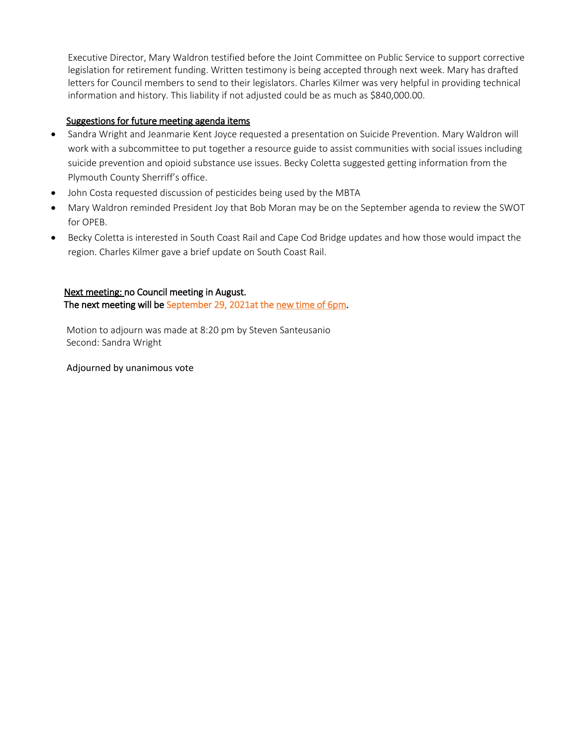Executive Director, Mary Waldron testified before the Joint Committee on Public Service to support corrective legislation for retirement funding. Written testimony is being accepted through next week. Mary has drafted letters for Council members to send to their legislators. Charles Kilmer was very helpful in providing technical information and history. This liability if not adjusted could be as much as $840,000.00.

Suggestions for future meeting agenda items

- Sandra Wright and Jeanmarie Kent Joyce requested a presentation on Suicide Prevention. Mary Waldron will work with a subcommittee to put together a resource guide to assist communities with social issues including suicide prevention and opioid substance use issues. Becky Coletta suggested getting information from the Plymouth County Sherriff's office.
- John Costa requested discussion of pesticides being used by the MBTA
- Mary Waldron reminded President Joy that Bob Moran may be on the September agenda to review the SWOT for OPEB.
- Becky Coletta is interested in South Coast Rail and Cape Cod Bridge updates and how those would impact the region. Charles Kilmer gave a brief update on South Coast Rail.

Next meeting: no Council meeting in August.
The next meeting will be September 29, 2021at the new time of 6pm.

Motion to adjourn was made at 8:20 pm by Steven Santeusanio
Second: Sandra Wright

Adjourned by unanimous vote